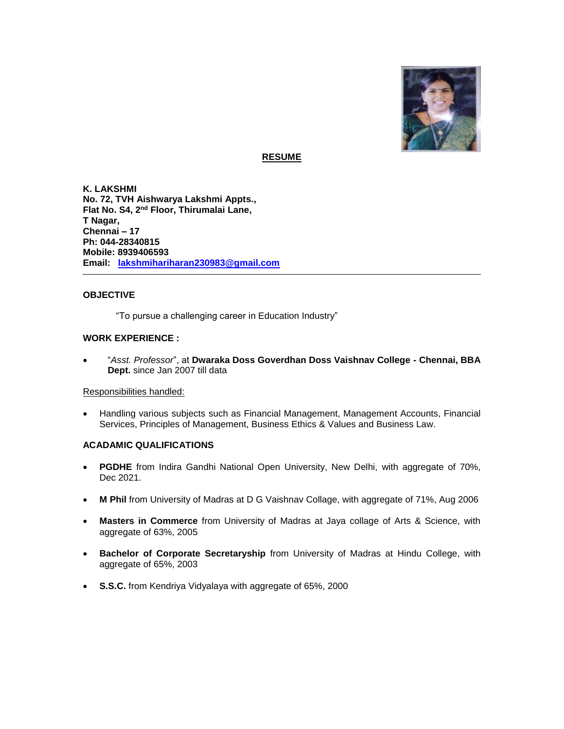# RESUME

**K. LAKSHMI**
**No. 72, TVH Aishwarya Lakshmi Appts.,**
**Flat No. S4, 2nd Floor, Thirumalai Lane,**
**T Nagar,**
**Chennai – 17**
**Ph: 044-28340815**
**Mobile: 8939406593**
**Email: lakshmihariharan230983@gmail.com**

---

## OBJECTIVE

"To pursue a challenging career in Education Industry"

## WORK EXPERIENCE :

- "*Asst. Professor*", at **Dwaraka Doss Goverdhan Doss Vaishnav College - Chennai, BBA Dept.** since Jan 2007 till data

Responsibilities handled:

- Handling various subjects such as Financial Management, Management Accounts, Financial Services, Principles of Management, Business Ethics & Values and Business Law.

## ACADAMIC QUALIFICATIONS

- **PGDHE** from Indira Gandhi National Open University, New Delhi, with aggregate of 70%, Dec 2021.
- **M Phil** from University of Madras at D G Vaishnav Collage, with aggregate of 71%, Aug 2006
- **Masters in Commerce** from University of Madras at Jaya collage of Arts & Science, with aggregate of 63%, 2005
- **Bachelor of Corporate Secretaryship** from University of Madras at Hindu College, with aggregate of 65%, 2003
- **S.S.C.** from Kendriya Vidyalaya with aggregate of 65%, 2000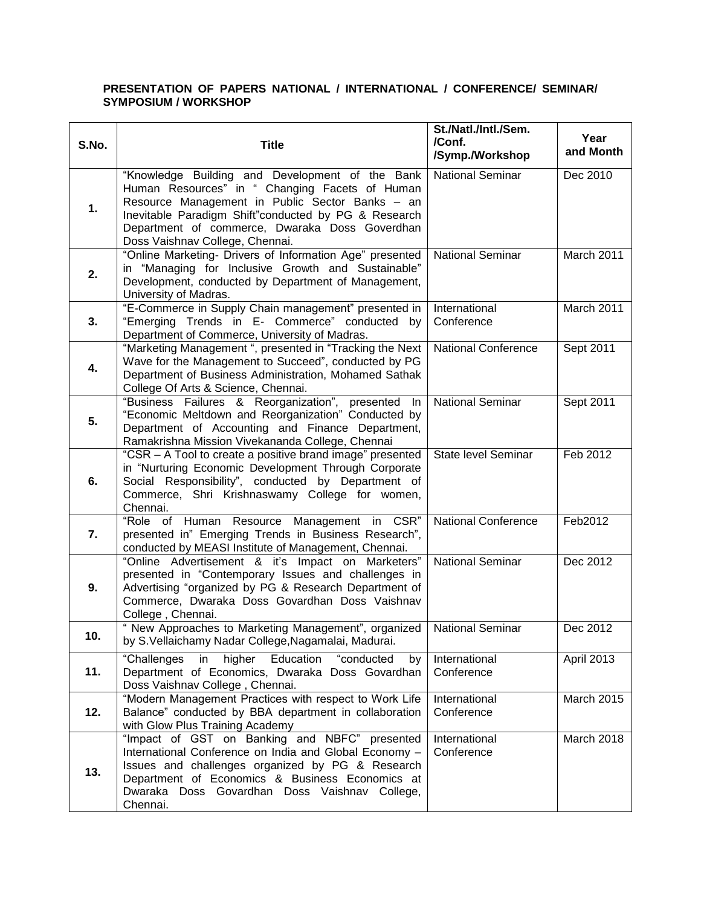**PRESENTATION OF PAPERS NATIONAL / INTERNATIONAL / CONFERENCE/ SEMINAR/ SYMPOSIUM / WORKSHOP**

| S.No. | Title | St./Natl./Intl./Sem. /Conf. /Symp./Workshop | Year and Month |
|---|---|---|---|
| 1. | "Knowledge Building and Development of the Bank Human Resources" in " Changing Facets of Human Resource Management in Public Sector Banks – an Inevitable Paradigm Shift"conducted by PG & Research Department of commerce, Dwaraka Doss Goverdhan Doss Vaishnav College, Chennai. | National Seminar | Dec 2010 |
| 2. | "Online Marketing- Drivers of Information Age" presented in "Managing for Inclusive Growth and Sustainable" Development, conducted by Department of Management, University of Madras. | National Seminar | March 2011 |
| 3. | "E-Commerce in Supply Chain management" presented in "Emerging Trends in E- Commerce" conducted by Department of Commerce, University of Madras. | International Conference | March 2011 |
| 4. | "Marketing Management ", presented in "Tracking the Next Wave for the Management to Succeed", conducted by PG Department of Business Administration, Mohamed Sathak College Of Arts & Science, Chennai. | National Conference | Sept 2011 |
| 5. | "Business Failures & Reorganization", presented In "Economic Meltdown and Reorganization" Conducted by Department of Accounting and Finance Department, Ramakrishna Mission Vivekananda College, Chennai | National Seminar | Sept 2011 |
| 6. | "CSR – A Tool to create a positive brand image" presented in "Nurturing Economic Development Through Corporate Social Responsibility", conducted by Department of Commerce, Shri Krishnaswamy College for women, Chennai. | State level Seminar | Feb 2012 |
| 7. | "Role of Human Resource Management in CSR" presented in" Emerging Trends in Business Research", conducted by MEASI Institute of Management, Chennai. | National Conference | Feb2012 |
| 9. | "Online Advertisement & it's Impact on Marketers" presented in "Contemporary Issues and challenges in Advertising "organized by PG & Research Department of Commerce, Dwaraka Doss Govardhan Doss Vaishnav College , Chennai. | National Seminar | Dec 2012 |
| 10. | " New Approaches to Marketing Management", organized by S.Vellaichamy Nadar College,Nagamalai, Madurai. | National Seminar | Dec 2012 |
| 11. | "Challenges in higher Education "conducted by Department of Economics, Dwaraka Doss Govardhan Doss Vaishnav College , Chennai. | International Conference | April 2013 |
| 12. | "Modern Management Practices with respect to Work Life Balance" conducted by BBA department in collaboration with Glow Plus Training Academy | International Conference | March 2015 |
| 13. | "Impact of GST on Banking and NBFC" presented International Conference on India and Global Economy – Issues and challenges organized by PG & Research Department of Economics & Business Economics at Dwaraka Doss Govardhan Doss Vaishnav College, Chennai. | International Conference | March 2018 |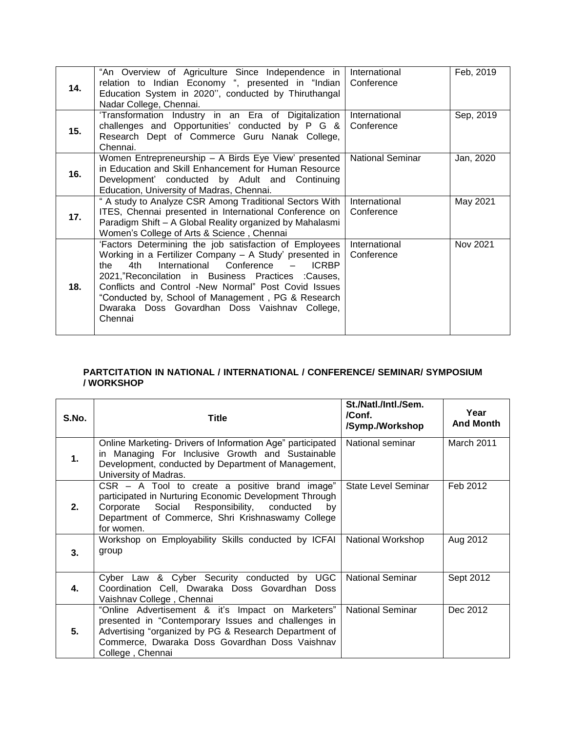| | | | |
|---|---|---|---|
| **14.** | "An Overview of Agriculture Since Independence in relation to Indian Economy ", presented in "Indian Education System in 2020'', conducted by Thiruthangal Nadar College, Chennai. | International Conference | Feb, 2019 |
| **15.** | 'Transformation Industry in an Era of Digitalization challenges and Opportunities' conducted by P G & Research Dept of Commerce Guru Nanak College, Chennai. | International Conference | Sep, 2019 |
| **16.** | Women Entrepreneurship – A Birds Eye View' presented in Education and Skill Enhancement for Human Resource Development' conducted by Adult and Continuing Education, University of Madras, Chennai. | National Seminar | Jan, 2020 |
| **17.** | " A study to Analyze CSR Among Traditional Sectors With ITES, Chennai presented in International Conference on Paradigm Shift – A Global Reality organized by Mahalasmi Women's College of Arts & Science , Chennai | International Conference | May 2021 |
| **18.** | 'Factors Determining the job satisfaction of Employees Working in a Fertilizer Company – A Study' presented in the 4th International Conference – ICRBP 2021,"Reconcilation in Business Practices :Causes, Conflicts and Control -New Normal" Post Covid Issues "Conducted by, School of Management , PG & Research Dwaraka Doss Govardhan Doss Vaishnav College, Chennai | International Conference | Nov 2021 |

**PARTCITATION IN NATIONAL / INTERNATIONAL / CONFERENCE/ SEMINAR/ SYMPOSIUM / WORKSHOP**

| S.No. | Title | St./Natl./Intl./Sem. /Conf. /Symp./Workshop | Year And Month |
|---|---|---|---|
| **1.** | Online Marketing- Drivers of Information Age" participated in Managing For Inclusive Growth and Sustainable Development, conducted by Department of Management, University of Madras. | National seminar | March 2011 |
| **2.** | CSR – A Tool to create a positive brand image" participated in Nurturing Economic Development Through Corporate Social Responsibility, conducted by Department of Commerce, Shri Krishnaswamy College for women. | State Level Seminar | Feb 2012 |
| **3.** | Workshop on Employability Skills conducted by ICFAI group | National Workshop | Aug 2012 |
| **4.** | Cyber Law & Cyber Security conducted by UGC Coordination Cell, Dwaraka Doss Govardhan Doss Vaishnav College , Chennai | National Seminar | Sept 2012 |
| **5.** | "Online Advertisement & it's Impact on Marketers" presented in "Contemporary Issues and challenges in Advertising "organized by PG & Research Department of Commerce, Dwaraka Doss Govardhan Doss Vaishnav College , Chennai | National Seminar | Dec 2012 |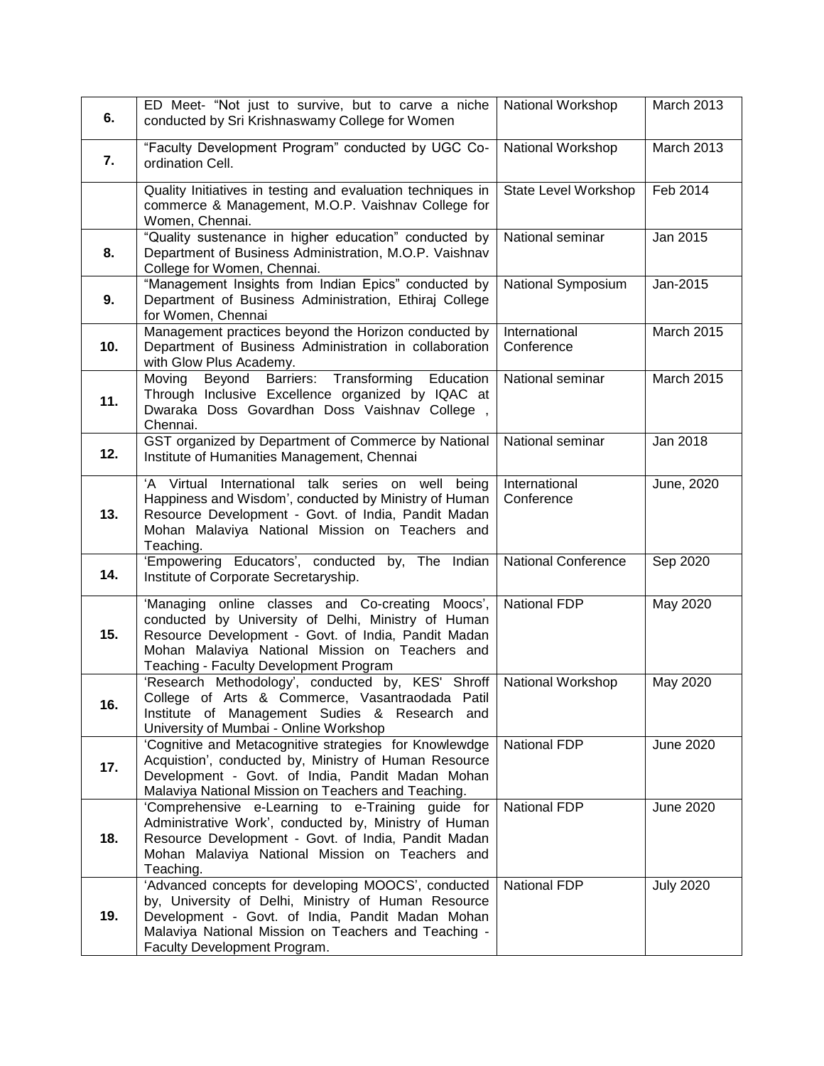| | | | |
|---|---|---|---|
| 6. | ED Meet- "Not just to survive, but to carve a niche conducted by Sri Krishnaswamy College for Women | National Workshop | March 2013 |
| 7. | "Faculty Development Program" conducted by UGC Co-ordination Cell. | National Workshop | March 2013 |
| | Quality Initiatives in testing and evaluation techniques in commerce & Management, M.O.P. Vaishnav College for Women, Chennai. | State Level Workshop | Feb 2014 |
| 8. | "Quality sustenance in higher education" conducted by Department of Business Administration, M.O.P. Vaishnav College for Women, Chennai. | National seminar | Jan 2015 |
| 9. | "Management Insights from Indian Epics" conducted by Department of Business Administration, Ethiraj College for Women, Chennai | National Symposium | Jan-2015 |
| 10. | Management practices beyond the Horizon conducted by Department of Business Administration in collaboration with Glow Plus Academy. | International Conference | March 2015 |
| 11. | Moving Beyond Barriers: Transforming Education Through Inclusive Excellence organized by IQAC at Dwaraka Doss Govardhan Doss Vaishnav College , Chennai. | National seminar | March 2015 |
| 12. | GST organized by Department of Commerce by National Institute of Humanities Management, Chennai | National seminar | Jan 2018 |
| 13. | 'A Virtual International talk series on well being Happiness and Wisdom', conducted by Ministry of Human Resource Development - Govt. of India, Pandit Madan Mohan Malaviya National Mission on Teachers and Teaching. | International Conference | June, 2020 |
| 14. | 'Empowering Educators', conducted by, The Indian Institute of Corporate Secretaryship. | National Conference | Sep 2020 |
| 15. | 'Managing online classes and Co-creating Moocs', conducted by University of Delhi, Ministry of Human Resource Development - Govt. of India, Pandit Madan Mohan Malaviya National Mission on Teachers and Teaching - Faculty Development Program | National FDP | May 2020 |
| 16. | 'Research Methodology', conducted by, KES' Shroff College of Arts & Commerce, Vasantraodada Patil Institute of Management Sudies & Research and University of Mumbai - Online Workshop | National Workshop | May 2020 |
| 17. | 'Cognitive and Metacognitive strategies for Knowlewdge Acquistion', conducted by, Ministry of Human Resource Development - Govt. of India, Pandit Madan Mohan Malaviya National Mission on Teachers and Teaching. | National FDP | June 2020 |
| 18. | 'Comprehensive e-Learning to e-Training guide for Administrative Work', conducted by, Ministry of Human Resource Development - Govt. of India, Pandit Madan Mohan Malaviya National Mission on Teachers and Teaching. | National FDP | June 2020 |
| 19. | 'Advanced concepts for developing MOOCS', conducted by, University of Delhi, Ministry of Human Resource Development - Govt. of India, Pandit Madan Mohan Malaviya National Mission on Teachers and Teaching - Faculty Development Program. | National FDP | July 2020 |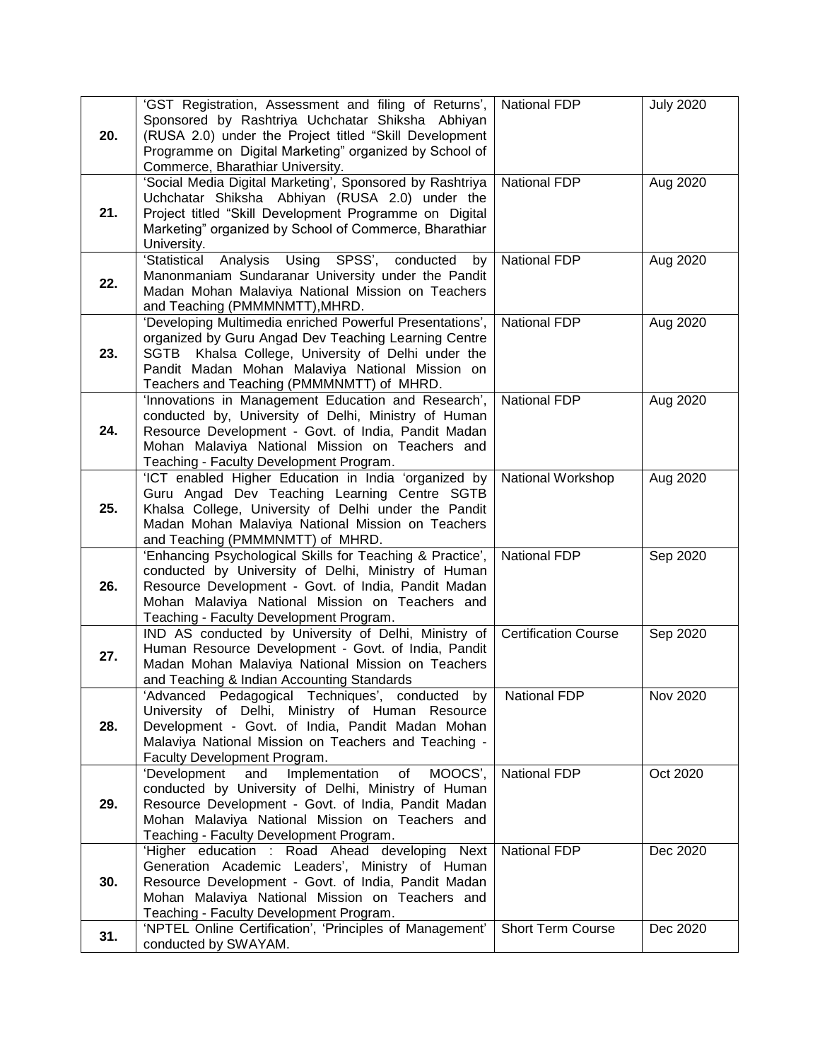| | | | |
|---|---|---|---|
| **20.** | 'GST Registration, Assessment and filing of Returns', Sponsored by Rashtriya Uchchatar Shiksha Abhiyan (RUSA 2.0) under the Project titled "Skill Development Programme on Digital Marketing" organized by School of Commerce, Bharathiar University. | National FDP | July 2020 |
| **21.** | 'Social Media Digital Marketing', Sponsored by Rashtriya Uchchatar Shiksha Abhiyan (RUSA 2.0) under the Project titled "Skill Development Programme on Digital Marketing" organized by School of Commerce, Bharathiar University. | National FDP | Aug 2020 |
| **22.** | 'Statistical Analysis Using SPSS', conducted by Manonmaniam Sundaranar University under the Pandit Madan Mohan Malaviya National Mission on Teachers and Teaching (PMMMNMTT),MHRD. | National FDP | Aug 2020 |
| **23.** | 'Developing Multimedia enriched Powerful Presentations', organized by Guru Angad Dev Teaching Learning Centre SGTB Khalsa College, University of Delhi under the Pandit Madan Mohan Malaviya National Mission on Teachers and Teaching (PMMMNMTT) of MHRD. | National FDP | Aug 2020 |
| **24.** | 'Innovations in Management Education and Research', conducted by, University of Delhi, Ministry of Human Resource Development - Govt. of India, Pandit Madan Mohan Malaviya National Mission on Teachers and Teaching - Faculty Development Program. | National FDP | Aug 2020 |
| **25.** | 'ICT enabled Higher Education in India 'organized by Guru Angad Dev Teaching Learning Centre SGTB Khalsa College, University of Delhi under the Pandit Madan Mohan Malaviya National Mission on Teachers and Teaching (PMMMNMTT) of MHRD. | National Workshop | Aug 2020 |
| **26.** | 'Enhancing Psychological Skills for Teaching & Practice', conducted by University of Delhi, Ministry of Human Resource Development - Govt. of India, Pandit Madan Mohan Malaviya National Mission on Teachers and Teaching - Faculty Development Program. | National FDP | Sep 2020 |
| **27.** | IND AS conducted by University of Delhi, Ministry of Human Resource Development - Govt. of India, Pandit Madan Mohan Malaviya National Mission on Teachers and Teaching & Indian Accounting Standards | Certification Course | Sep 2020 |
| **28.** | 'Advanced Pedagogical Techniques', conducted by University of Delhi, Ministry of Human Resource Development - Govt. of India, Pandit Madan Mohan Malaviya National Mission on Teachers and Teaching - Faculty Development Program. | National FDP | Nov 2020 |
| **29.** | 'Development and Implementation of MOOCS', conducted by University of Delhi, Ministry of Human Resource Development - Govt. of India, Pandit Madan Mohan Malaviya National Mission on Teachers and Teaching - Faculty Development Program. | National FDP | Oct 2020 |
| **30.** | 'Higher education : Road Ahead developing Next Generation Academic Leaders', Ministry of Human Resource Development - Govt. of India, Pandit Madan Mohan Malaviya National Mission on Teachers and Teaching - Faculty Development Program. | National FDP | Dec 2020 |
| **31.** | 'NPTEL Online Certification', 'Principles of Management' conducted by SWAYAM. | Short Term Course | Dec 2020 |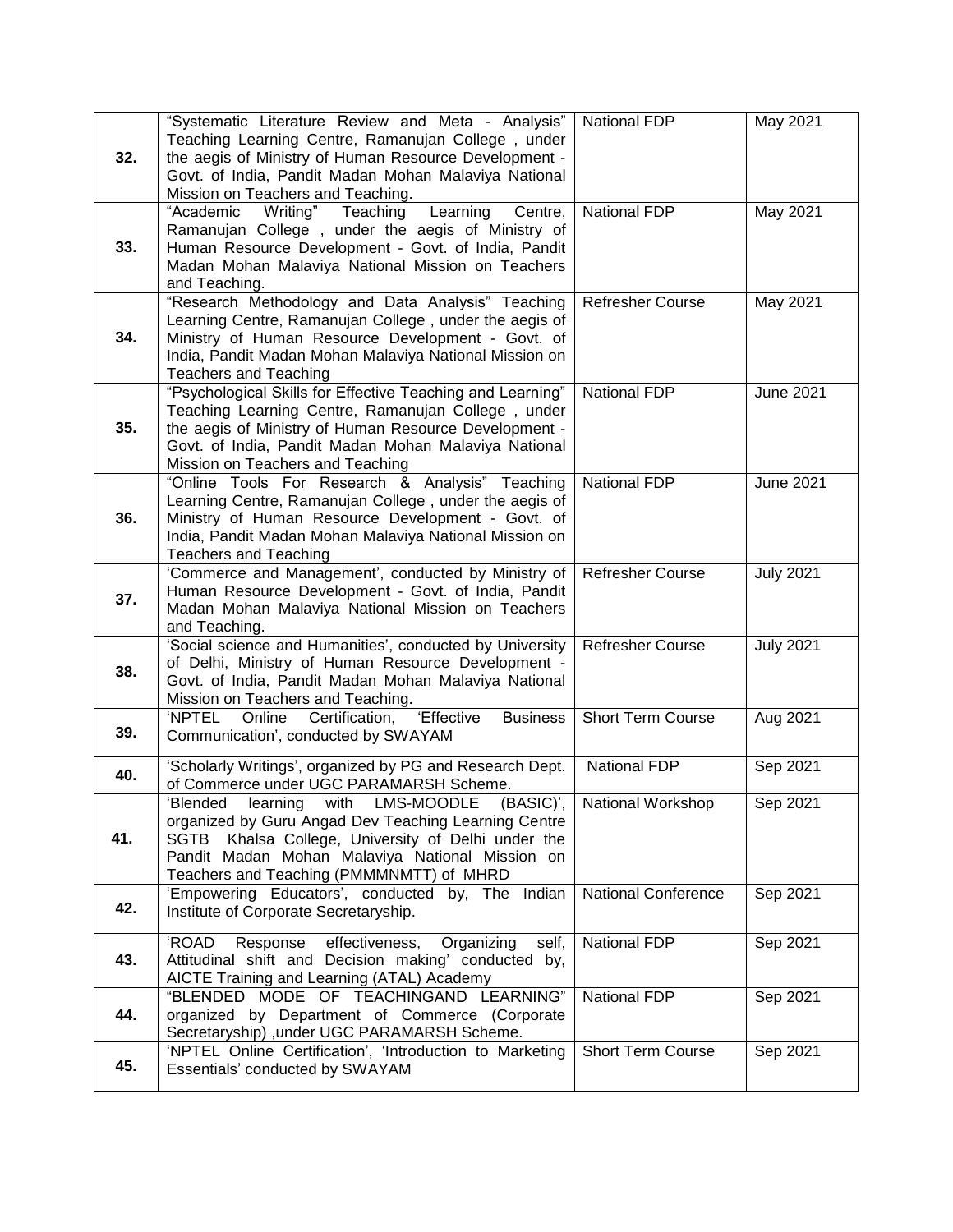| | | | |
|---|---|---|---|
| **32.** | "Systematic Literature Review and Meta - Analysis" Teaching Learning Centre, Ramanujan College , under the aegis of Ministry of Human Resource Development - Govt. of India, Pandit Madan Mohan Malaviya National Mission on Teachers and Teaching. | National FDP | May 2021 |
| **33.** | "Academic Writing" Teaching Learning Centre, Ramanujan College , under the aegis of Ministry of Human Resource Development - Govt. of India, Pandit Madan Mohan Malaviya National Mission on Teachers and Teaching. | National FDP | May 2021 |
| **34.** | "Research Methodology and Data Analysis" Teaching Learning Centre, Ramanujan College , under the aegis of Ministry of Human Resource Development - Govt. of India, Pandit Madan Mohan Malaviya National Mission on Teachers and Teaching | Refresher Course | May 2021 |
| **35.** | "Psychological Skills for Effective Teaching and Learning" Teaching Learning Centre, Ramanujan College , under the aegis of Ministry of Human Resource Development - Govt. of India, Pandit Madan Mohan Malaviya National Mission on Teachers and Teaching | National FDP | June 2021 |
| **36.** | "Online Tools For Research & Analysis" Teaching Learning Centre, Ramanujan College , under the aegis of Ministry of Human Resource Development - Govt. of India, Pandit Madan Mohan Malaviya National Mission on Teachers and Teaching | National FDP | June 2021 |
| **37.** | 'Commerce and Management', conducted by Ministry of Human Resource Development - Govt. of India, Pandit Madan Mohan Malaviya National Mission on Teachers and Teaching. | Refresher Course | July 2021 |
| **38.** | 'Social science and Humanities', conducted by University of Delhi, Ministry of Human Resource Development - Govt. of India, Pandit Madan Mohan Malaviya National Mission on Teachers and Teaching. | Refresher Course | July 2021 |
| **39.** | 'NPTEL Online Certification, 'Effective Business Communication', conducted by SWAYAM | Short Term Course | Aug 2021 |
| **40.** | 'Scholarly Writings', organized by PG and Research Dept. of Commerce under UGC PARAMARSH Scheme. | National FDP | Sep 2021 |
| **41.** | 'Blended learning with LMS-MOODLE (BASIC)', organized by Guru Angad Dev Teaching Learning Centre SGTB Khalsa College, University of Delhi under the Pandit Madan Mohan Malaviya National Mission on Teachers and Teaching (PMMMNMTT) of MHRD | National Workshop | Sep 2021 |
| **42.** | 'Empowering Educators', conducted by, The Indian Institute of Corporate Secretaryship. | National Conference | Sep 2021 |
| **43.** | 'ROAD Response effectiveness, Organizing self, Attitudinal shift and Decision making' conducted by, AICTE Training and Learning (ATAL) Academy | National FDP | Sep 2021 |
| **44.** | "BLENDED MODE OF TEACHINGAND LEARNING" organized by Department of Commerce (Corporate Secretaryship) ,under UGC PARAMARSH Scheme. | National FDP | Sep 2021 |
| **45.** | 'NPTEL Online Certification', 'Introduction to Marketing Essentials' conducted by SWAYAM | Short Term Course | Sep 2021 |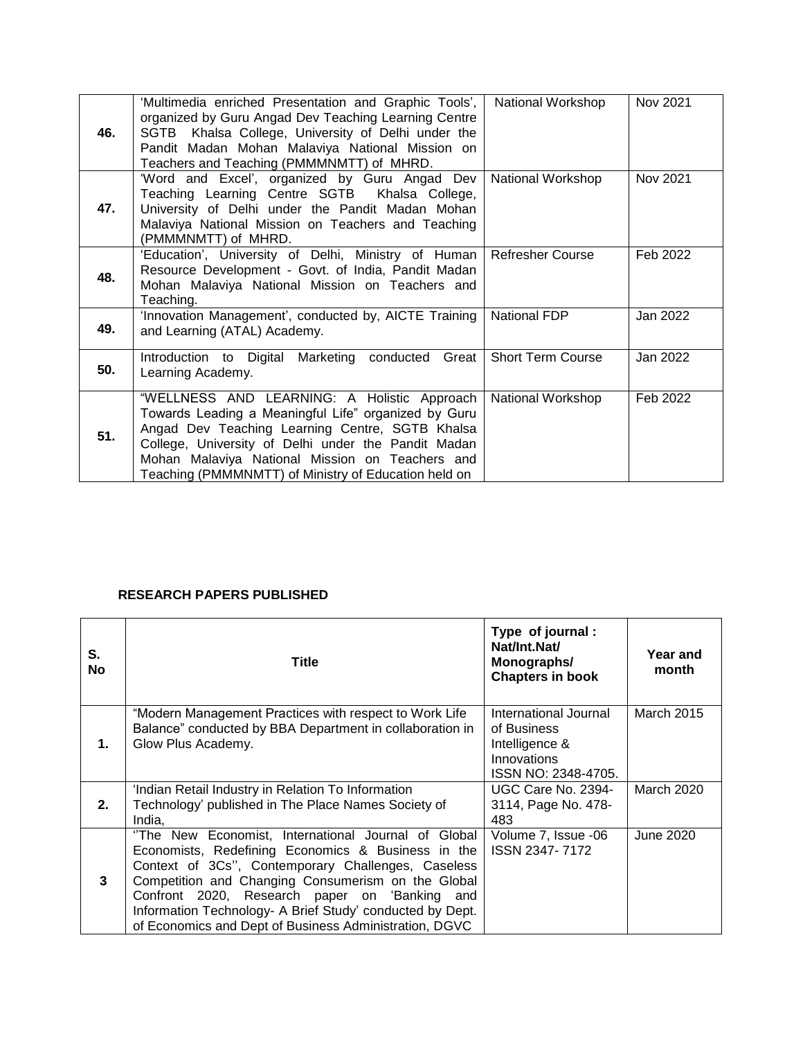| | | | |
|---|---|---|---|
| **46.** | 'Multimedia enriched Presentation and Graphic Tools', organized by Guru Angad Dev Teaching Learning Centre SGTB Khalsa College, University of Delhi under the Pandit Madan Mohan Malaviya National Mission on Teachers and Teaching (PMMMNMTT) of MHRD. | National Workshop | Nov 2021 |
| **47.** | 'Word and Excel', organized by Guru Angad Dev Teaching Learning Centre SGTB Khalsa College, University of Delhi under the Pandit Madan Mohan Malaviya National Mission on Teachers and Teaching (PMMMNMTT) of MHRD. | National Workshop | Nov 2021 |
| **48.** | 'Education', University of Delhi, Ministry of Human Resource Development - Govt. of India, Pandit Madan Mohan Malaviya National Mission on Teachers and Teaching. | Refresher Course | Feb 2022 |
| **49.** | 'Innovation Management', conducted by, AICTE Training and Learning (ATAL) Academy. | National FDP | Jan 2022 |
| **50.** | Introduction to Digital Marketing conducted Great Learning Academy. | Short Term Course | Jan 2022 |
| **51.** | "WELLNESS AND LEARNING: A Holistic Approach Towards Leading a Meaningful Life" organized by Guru Angad Dev Teaching Learning Centre, SGTB Khalsa College, University of Delhi under the Pandit Madan Mohan Malaviya National Mission on Teachers and Teaching (PMMMNMTT) of Ministry of Education held on | National Workshop | Feb 2022 |

**RESEARCH PAPERS PUBLISHED**

| S. No | Title | Type of journal : Nat/Int.Nat/ Monographs/ Chapters in book | Year and month |
|---|---|---|---|
| **1.** | "Modern Management Practices with respect to Work Life Balance" conducted by BBA Department in collaboration in Glow Plus Academy. | International Journal of Business Intelligence & Innovations ISSN NO: 2348-4705. | March 2015 |
| **2.** | 'Indian Retail Industry in Relation To Information Technology' published in The Place Names Society of India, | UGC Care No. 2394-3114, Page No. 478-483 | March 2020 |
| **3** | ''The New Economist, International Journal of Global Economists, Redefining Economics & Business in the Context of 3Cs'', Contemporary Challenges, Caseless Competition and Changing Consumerism on the Global Confront 2020, Research paper on 'Banking and Information Technology- A Brief Study' conducted by Dept. of Economics and Dept of Business Administration, DGVC | Volume 7, Issue -06 ISSN 2347- 7172 | June 2020 |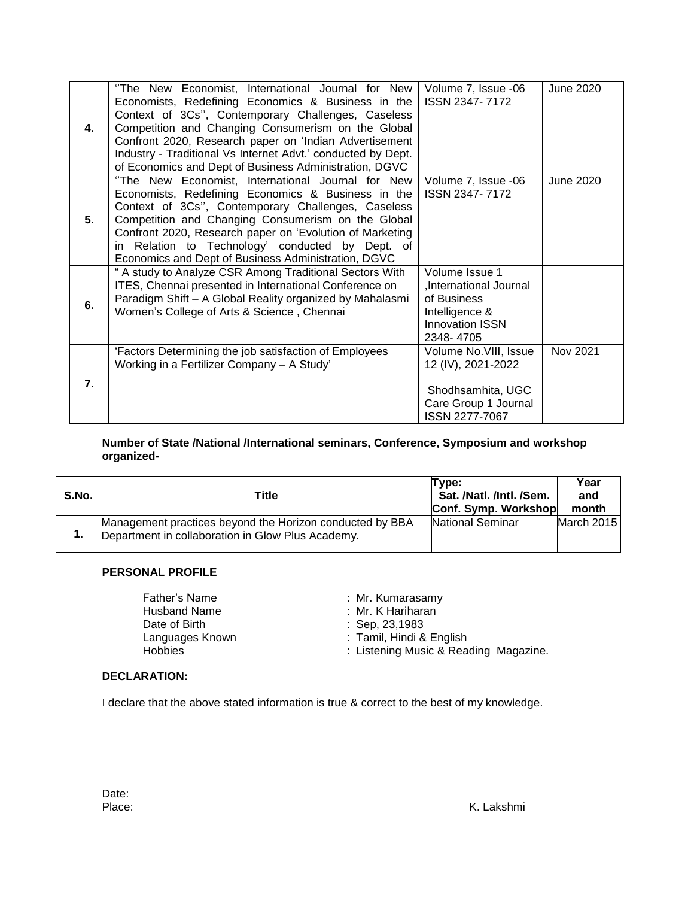| | | | |
|---|---|---|---|
| **4.** | ''The New Economist, International Journal for New Economists, Redefining Economics & Business in the Context of 3Cs'', Contemporary Challenges, Caseless Competition and Changing Consumerism on the Global Confront 2020, Research paper on 'Indian Advertisement Industry - Traditional Vs Internet Advt.' conducted by Dept. of Economics and Dept of Business Administration, DGVC | Volume 7, Issue -06 ISSN 2347- 7172 | June 2020 |
| **5.** | ''The New Economist, International Journal for New Economists, Redefining Economics & Business in the Context of 3Cs'', Contemporary Challenges, Caseless Competition and Changing Consumerism on the Global Confront 2020, Research paper on 'Evolution of Marketing in Relation to Technology' conducted by Dept. of Economics and Dept of Business Administration, DGVC | Volume 7, Issue -06 ISSN 2347- 7172 | June 2020 |
| **6.** | " A study to Analyze CSR Among Traditional Sectors With ITES, Chennai presented in International Conference on Paradigm Shift – A Global Reality organized by Mahalasmi Women's College of Arts & Science , Chennai | Volume Issue 1 ,International Journal of Business Intelligence & Innovation ISSN 2348- 4705 | |
| **7.** | 'Factors Determining the job satisfaction of Employees Working in a Fertilizer Company – A Study' | Volume No.VIII, Issue 12 (IV), 2021-2022<br><br>Shodhsamhita, UGC Care Group 1 Journal ISSN 2277-7067 | Nov 2021 |

**Number of State /National /International seminars, Conference, Symposium and workshop organized-**

| S.No. | Title | Type: Sat. /Natl. /Intl. /Sem. Conf. Symp. Workshop | Year and month |
|---|---|---|---|
| **1.** | Management practices beyond the Horizon conducted by BBA Department in collaboration in Glow Plus Academy. | National Seminar | March 2015 |

**PERSONAL PROFILE**

Father's Name : Mr. Kumarasamy
Husband Name : Mr. K Hariharan
Date of Birth : Sep, 23,1983
Languages Known : Tamil, Hindi & English
Hobbies : Listening Music & Reading Magazine.

**DECLARATION:**

I declare that the above stated information is true & correct to the best of my knowledge.

Date:
Place: K. Lakshmi